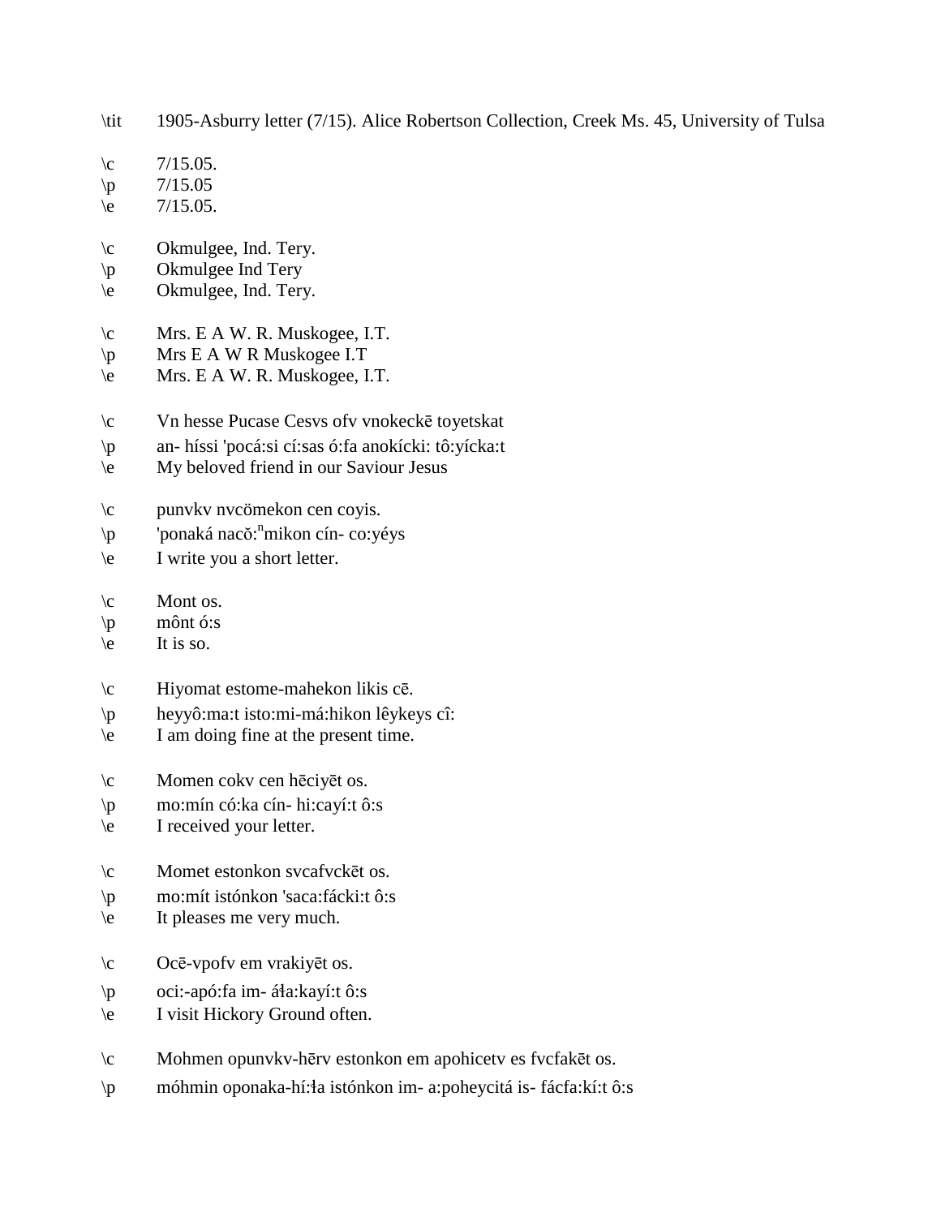\tit 1905-Asburry letter (7/15). Alice Robertson Collection, Creek Ms. 45, University of Tulsa

\c 7/15.05.
\p 7/15.05
\e 7/15.05.

\c Okmulgee, Ind. Tery.
\p Okmulgee Ind Tery
\e Okmulgee, Ind. Tery.

\c Mrs. E A W. R. Muskogee, I.T.
\p Mrs E A W R Muskogee I.T
\e Mrs. E A W. R. Muskogee, I.T.

\c Vn hesse Pucase Cesvs ofv vnokeckē toyetskat
\p an- híssi 'pocá:si cí:sas ó:fa anokícki: tô:yícka:t
\e My beloved friend in our Saviour Jesus

\c punvkv nvcömekon cen coyis.
\p 'ponaká nacŏ:$^{n}$mikon cín- co:yéys
\e I write you a short letter.

\c Mont os.
\p mônt ó:s
\e It is so.

\c Hiyomat estome-mahekon likis cē.
\p heyyô:ma:t isto:mi-má:hikon lêykeys cî:
\e I am doing fine at the present time.

\c Momen cokv cen hēciyēt os.
\p mo:mín có:ka cín- hi:cayí:t ô:s
\e I received your letter.

\c Momet estonkon svcafvckēt os.
\p mo:mít istónkon 'saca:fácki:t ô:s
\e It pleases me very much.

\c Ocē-vpofv em vrakiyēt os.
\p oci:-apó:fa im- áła:kayí:t ô:s
\e I visit Hickory Ground often.

\c Mohmen opunvkv-hērv estonkon em apohicetv es fvcfakēt os.
\p móhmin oponaka-hí:ła istónkon im- a:poheycitá is- fácfa:kí:t ô:s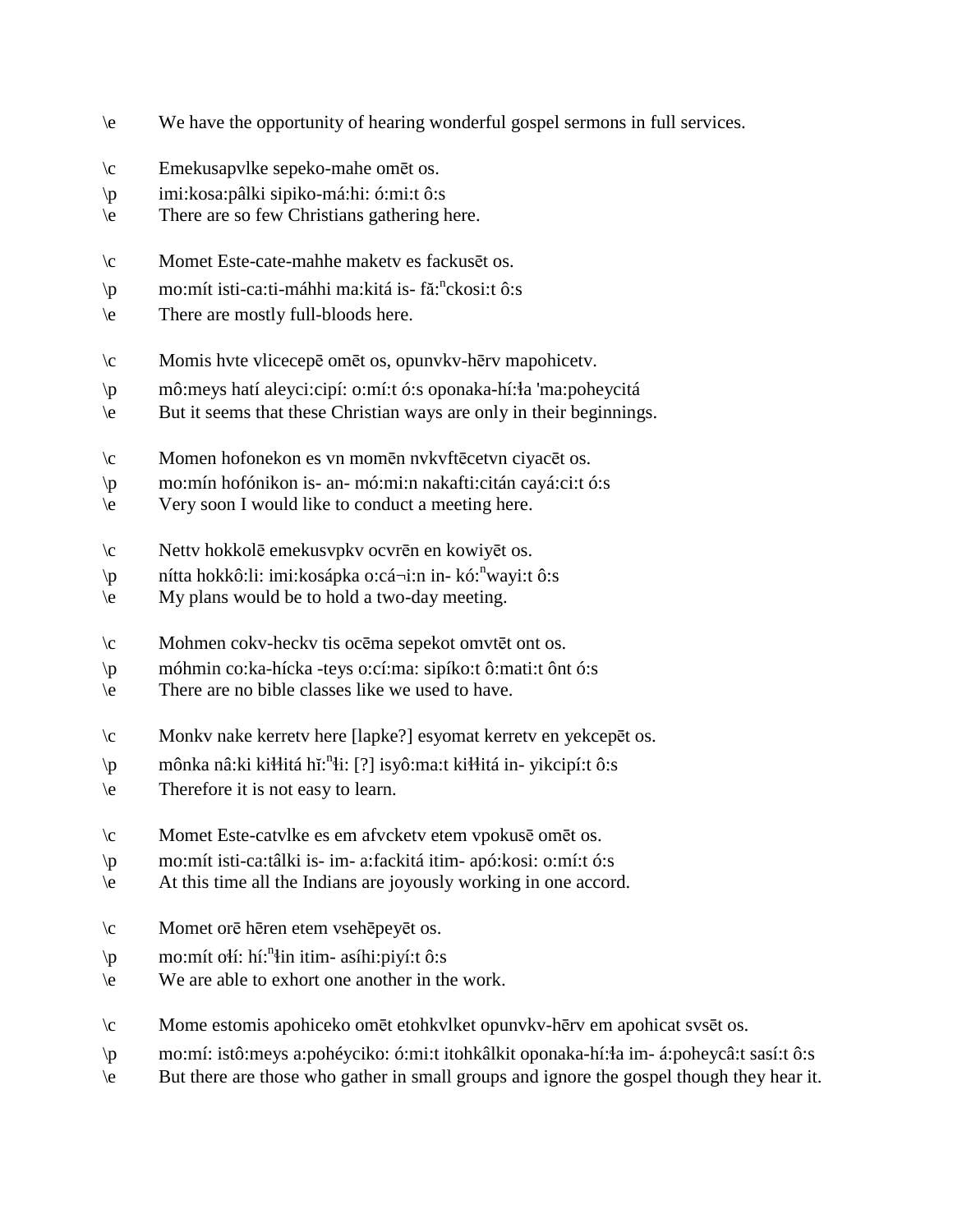\e We have the opportunity of hearing wonderful gospel sermons in full services.

\c Emekusapvlke sepeko-mahe omēt os.
\p imi:kosa:pâlki sipiko-má:hi: ó:mi:t ô:s
\e There are so few Christians gathering here.

\c Momet Este-cate-mahhe maketv es fackusēt os.
\p mo:mít isti-ca:ti-máhhi ma:kitá is- fă:$^{n}$ckosi:t ô:s
\e There are mostly full-bloods here.

\c Momis hvte vlicecepē omēt os, opunvkv-hērv mapohicetv.
\p mô:meys hatí aleyci:cipí: o:mí:t ó:s oponaka-hí:ła 'ma:poheycitá
\e But it seems that these Christian ways are only in their beginnings.

\c Momen hofonekon es vn momēn nvkvftēcetvn ciyacēt os.
\p mo:mín hofónikon is- an- mó:mi:n nakafti:citán cayá:ci:t ó:s
\e Very soon I would like to conduct a meeting here.

\c Nettv hokkolē emekusvpkv ocvrēn en kowiyēt os.
\p nítta hokkô:li: imi:kosápka o:cá¬i:n in- kó:$^{n}$wayi:t ô:s
\e My plans would be to hold a two-day meeting.

\c Mohmen cokv-heckv tis ocēma sepekot omvtēt ont os.
\p móhmin co:ka-hícka -teys o:cí:ma: sipíko:t ô:mati:t ônt ó:s
\e There are no bible classes like we used to have.

\c Monkv nake kerretv here [lapke?] esyomat kerretv en yekcepēt os.
\p mônka nâ:ki kiłłitá hĭ:$^{n}$łi: [?] isyô:ma:t kiłłitá in- yikcipí:t ô:s
\e Therefore it is not easy to learn.

\c Momet Este-catvlke es em afvcketv etem vpokusē omēt os.
\p mo:mít isti-ca:tâlki is- im- a:fackitá itim- apó:kosi: o:mí:t ó:s
\e At this time all the Indians are joyously working in one accord.

\c Momet orē hēren etem vsehēpeyēt os.
\p mo:mít ołí: hí:$^{n}$łin itim- asíhi:piyí:t ô:s
\e We are able to exhort one another in the work.

\c Mome estomis apohiceko omēt etohkvlket opunvkv-hērv em apohicat svsēt os.
\p mo:mí: istô:meys a:pohéyciko: ó:mi:t itohkâlkit oponaka-hí:ła im- á:poheycâ:t sasí:t ô:s
\e But there are those who gather in small groups and ignore the gospel though they hear it.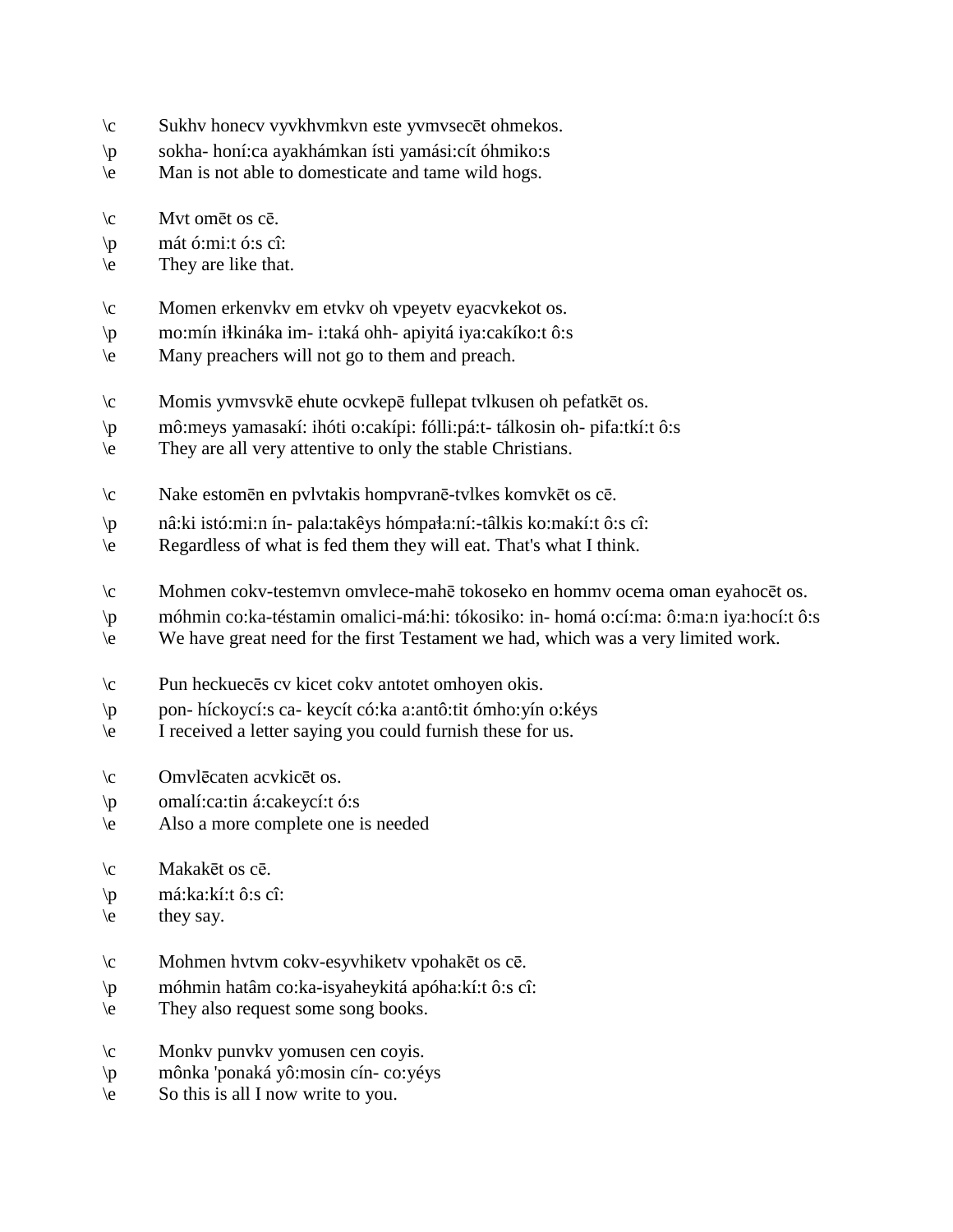\c Sukhv honecv vyvkhvmkvn este yvmvsecēt ohmekos.
\p sokha- honí:ca ayakhámkan ísti yamási:cít óhmiko:s
\e Man is not able to domesticate and tame wild hogs.

\c Mvt omēt os cē.
\p mát ó:mi:t ó:s cî:
\e They are like that.

\c Momen erkenvkv em etvkv oh vpeyetv eyacvkekot os.
\p mo:mín iłkináka im- i:taká ohh- apiyitá iya:cakíko:t ô:s
\e Many preachers will not go to them and preach.

\c Momis yvmvsvkē ehute ocvkepē fullepat tvlkusen oh pefatkēt os.
\p mô:meys yamasakí: ihóti o:cakípi: fólli:pá:t- tálkosin oh- pifa:tkí:t ô:s
\e They are all very attentive to only the stable Christians.

\c Nake estomēn en pvlvtakis hompvranē-tvlkes komvkēt os cē.
\p nâ:ki istó:mi:n ín- pala:takêys hómpała:ní:-tâlkis ko:makí:t ô:s cî:
\e Regardless of what is fed them they will eat. That's what I think.

\c Mohmen cokv-testemvn omvlece-mahē tokoseko en hommv ocema oman eyahocēt os.
\p móhmin co:ka-téstamin omalici-má:hi: tókosiko: in- homá o:cí:ma: ô:ma:n iya:hocí:t ô:s
\e We have great need for the first Testament we had, which was a very limited work.

\c Pun heckuecēs cv kicet cokv antotet omhoyen okis.
\p pon- híckoycí:s ca- keycít có:ka a:antô:tit ómho:yín o:kéys
\e I received a letter saying you could furnish these for us.

\c Omvlēcaten acvkicēt os.
\p omalí:ca:tin á:cakeycí:t ó:s
\e Also a more complete one is needed

\c Makakēt os cē.
\p má:ka:kí:t ô:s cî:
\e they say.

\c Mohmen hvtvm cokv-esyvhiketv vpohakēt os cē.
\p móhmin hatâm co:ka-isyaheykitá apóha:kí:t ô:s cî:
\e They also request some song books.

\c Monkv punvkv yomusen cen coyis.
\p mônka 'ponaká yô:mosin cín- co:yéys
\e So this is all I now write to you.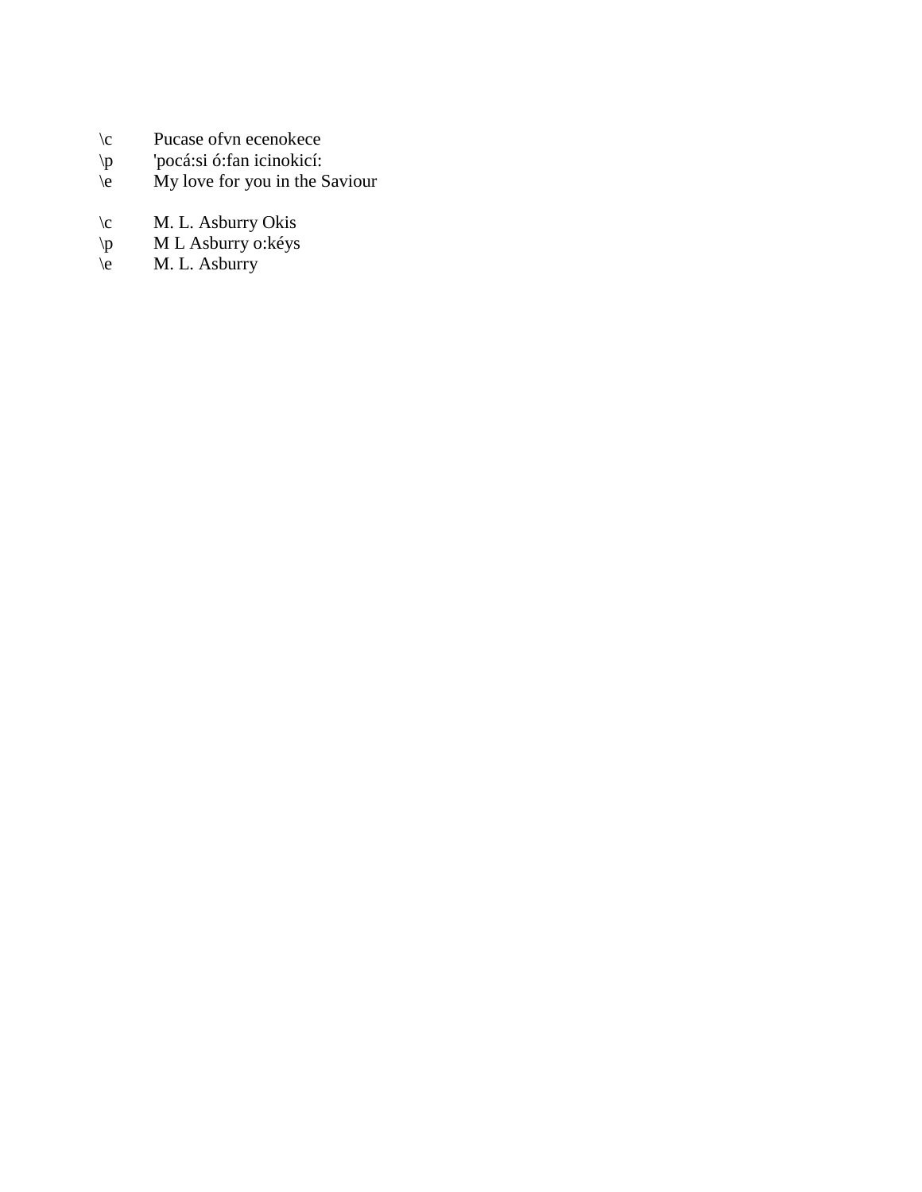\c	Pucase ofvn ecenokece
\p	'pocá:si ó:fan icinokicí:
\e	My love for you in the Saviour

\c	M. L. Asburry Okis
\p	M L Asburry o:kéys
\e	M. L. Asburry